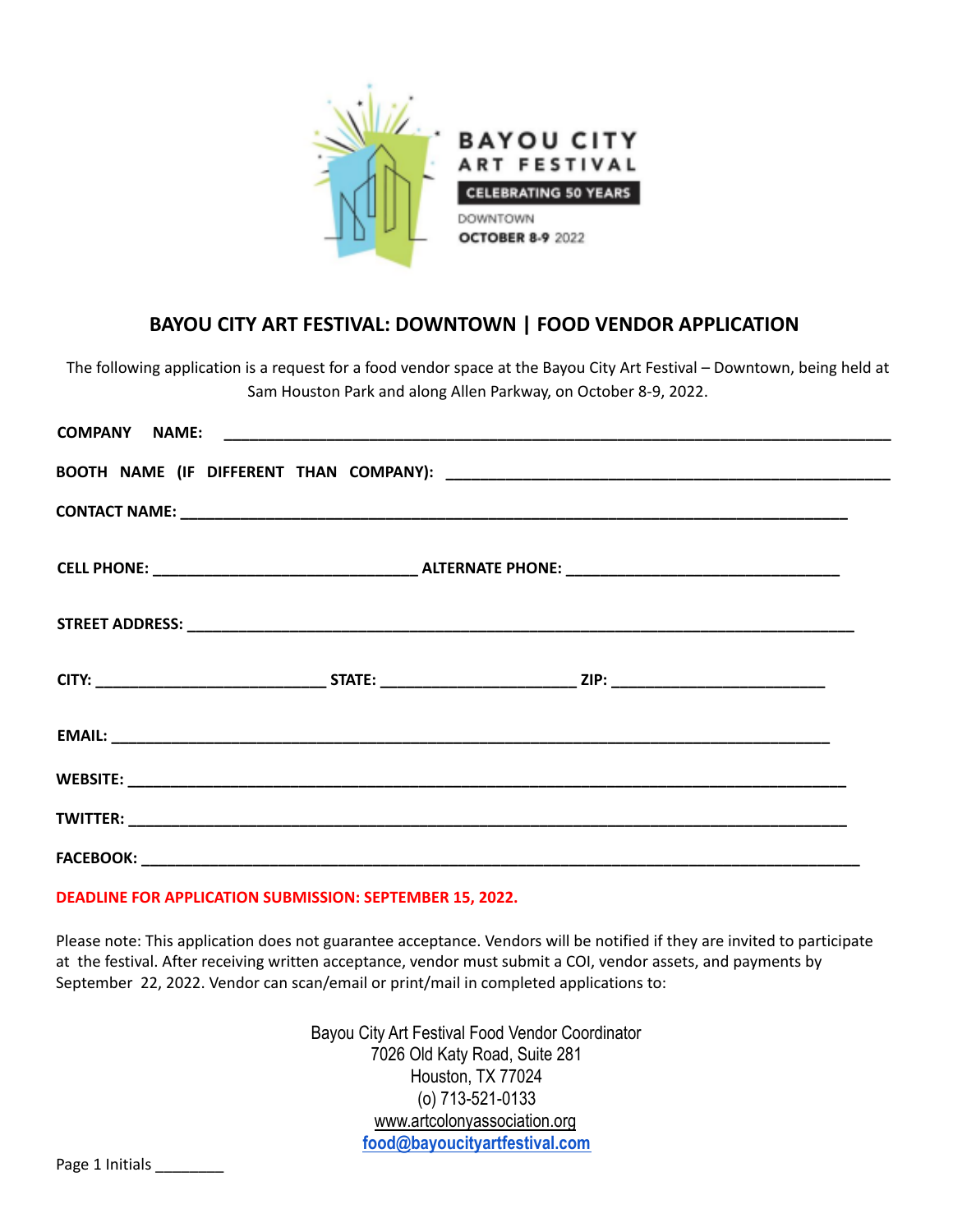BAYOU CITY
ART FESTIVAL
CELEBRATING 50 YEARS
DOWNTOWN
OCTOBER 8-9 2022

# BAYOU CITY ART FESTIVAL: DOWNTOWN | FOOD VENDOR APPLICATION

The following application is a request for a food vendor space at the Bayou City Art Festival – Downtown, being held at Sam Houston Park and along Allen Parkway, on October 8-9, 2022.

**COMPANY NAME:** ______________________________________________________________

**BOOTH NAME (IF DIFFERENT THAN COMPANY):** ______________________________________

**CONTACT NAME:** ______________________________________________________________

**CELL PHONE:** ______________________ **ALTERNATE PHONE:** ______________________

**STREET ADDRESS:** ______________________________________________________________

**CITY:** ____________________ **STATE:** __________________ **ZIP:** __________________

**EMAIL:** ______________________________________________________________

**WEBSITE:** ______________________________________________________________

**TWITTER:** ______________________________________________________________

**FACEBOOK:** ______________________________________________________________

**DEADLINE FOR APPLICATION SUBMISSION: SEPTEMBER 15, 2022.**

Please note: This application does not guarantee acceptance. Vendors will be notified if they are invited to participate at the festival. After receiving written acceptance, vendor must submit a COI, vendor assets, and payments by September 22, 2022. Vendor can scan/email or print/mail in completed applications to:

Bayou City Art Festival Food Vendor Coordinator
7026 Old Katy Road, Suite 281
Houston, TX 77024
(o) 713-521-0133
www.artcolonyassociation.org
**food@bayoucityartfestival.com**

Page 1 Initials ________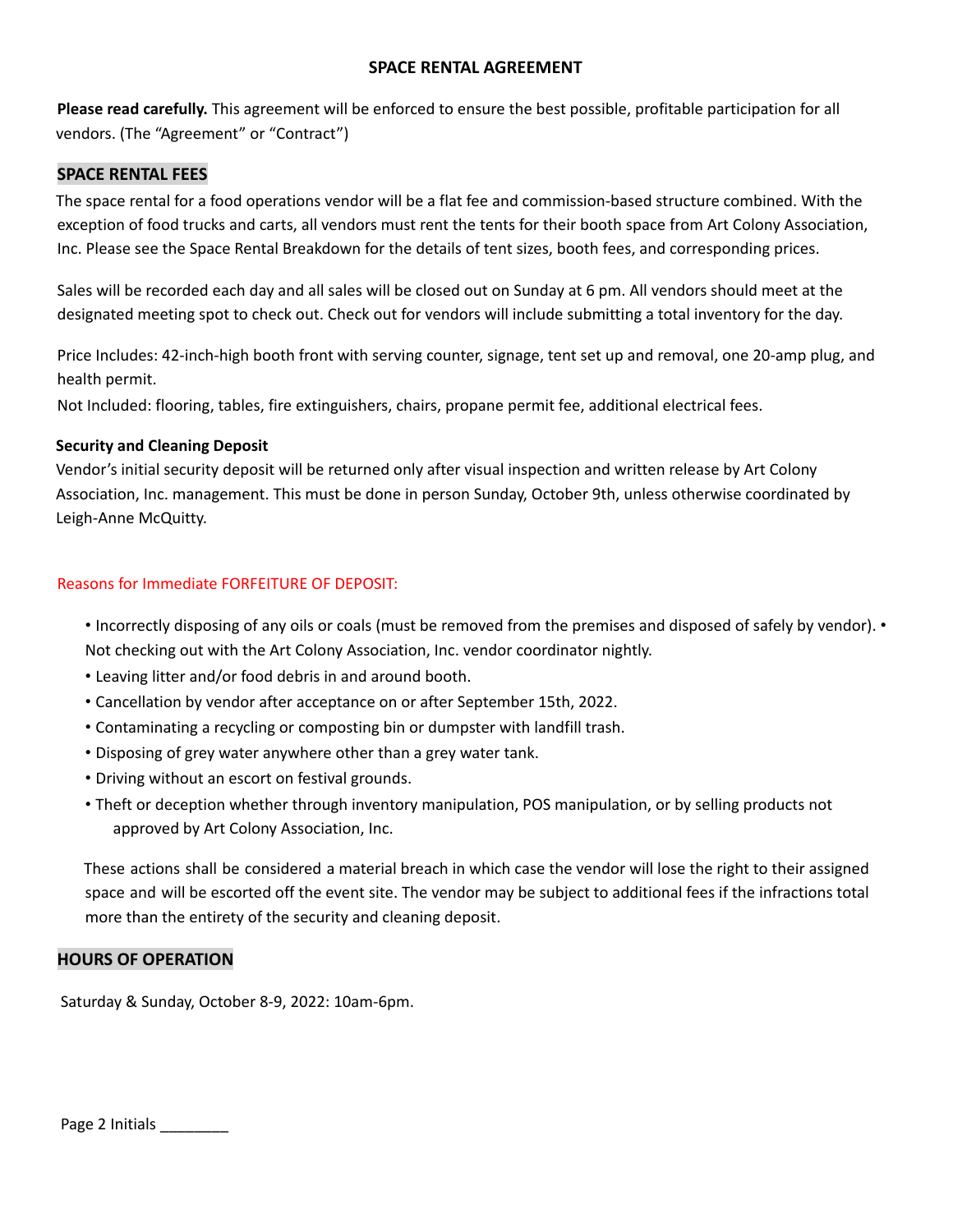## SPACE RENTAL AGREEMENT

**Please read carefully.** This agreement will be enforced to ensure the best possible, profitable participation for all vendors. (The "Agreement" or "Contract")

### SPACE RENTAL FEES

The space rental for a food operations vendor will be a flat fee and commission-based structure combined. With the exception of food trucks and carts, all vendors must rent the tents for their booth space from Art Colony Association, Inc. Please see the Space Rental Breakdown for the details of tent sizes, booth fees, and corresponding prices.

Sales will be recorded each day and all sales will be closed out on Sunday at 6 pm. All vendors should meet at the designated meeting spot to check out. Check out for vendors will include submitting a total inventory for the day.

Price Includes: 42-inch-high booth front with serving counter, signage, tent set up and removal, one 20-amp plug, and health permit.
Not Included: flooring, tables, fire extinguishers, chairs, propane permit fee, additional electrical fees.

#### Security and Cleaning Deposit

Vendor's initial security deposit will be returned only after visual inspection and written release by Art Colony Association, Inc. management. This must be done in person Sunday, October 9th, unless otherwise coordinated by Leigh-Anne McQuitty.

Reasons for Immediate FORFEITURE OF DEPOSIT:

- Incorrectly disposing of any oils or coals (must be removed from the premises and disposed of safely by vendor).
- Not checking out with the Art Colony Association, Inc. vendor coordinator nightly.
- Leaving litter and/or food debris in and around booth.
- Cancellation by vendor after acceptance on or after September 15th, 2022.
- Contaminating a recycling or composting bin or dumpster with landfill trash.
- Disposing of grey water anywhere other than a grey water tank.
- Driving without an escort on festival grounds.
- Theft or deception whether through inventory manipulation, POS manipulation, or by selling products not approved by Art Colony Association, Inc.

These actions shall be considered a material breach in which case the vendor will lose the right to their assigned space and will be escorted off the event site. The vendor may be subject to additional fees if the infractions total more than the entirety of the security and cleaning deposit.

### HOURS OF OPERATION

Saturday & Sunday, October 8-9, 2022: 10am-6pm.

Page 2 Initials ________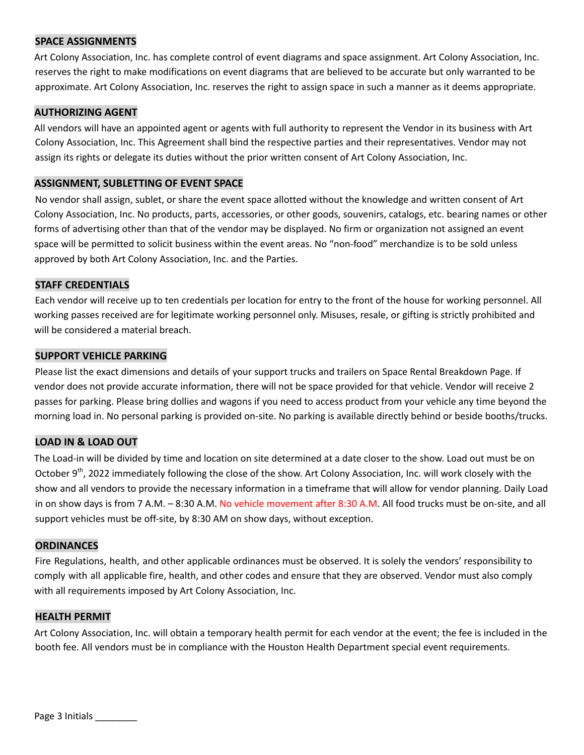## SPACE ASSIGNMENTS

Art Colony Association, Inc. has complete control of event diagrams and space assignment. Art Colony Association, Inc. reserves the right to make modifications on event diagrams that are believed to be accurate but only warranted to be approximate. Art Colony Association, Inc. reserves the right to assign space in such a manner as it deems appropriate.

## AUTHORIZING AGENT

All vendors will have an appointed agent or agents with full authority to represent the Vendor in its business with Art Colony Association, Inc. This Agreement shall bind the respective parties and their representatives. Vendor may not assign its rights or delegate its duties without the prior written consent of Art Colony Association, Inc.

## ASSIGNMENT, SUBLETTING OF EVENT SPACE

No vendor shall assign, sublet, or share the event space allotted without the knowledge and written consent of Art Colony Association, Inc. No products, parts, accessories, or other goods, souvenirs, catalogs, etc. bearing names or other forms of advertising other than that of the vendor may be displayed. No firm or organization not assigned an event space will be permitted to solicit business within the event areas. No "non-food" merchandize is to be sold unless approved by both Art Colony Association, Inc. and the Parties.

## STAFF CREDENTIALS

Each vendor will receive up to ten credentials per location for entry to the front of the house for working personnel. All working passes received are for legitimate working personnel only. Misuses, resale, or gifting is strictly prohibited and will be considered a material breach.

## SUPPORT VEHICLE PARKING

Please list the exact dimensions and details of your support trucks and trailers on Space Rental Breakdown Page. If vendor does not provide accurate information, there will not be space provided for that vehicle. Vendor will receive 2 passes for parking. Please bring dollies and wagons if you need to access product from your vehicle any time beyond the morning load in. No personal parking is provided on-site. No parking is available directly behind or beside booths/trucks.

## LOAD IN & LOAD OUT

The Load-in will be divided by time and location on site determined at a date closer to the show. Load out must be on October 9th, 2022 immediately following the close of the show. Art Colony Association, Inc. will work closely with the show and all vendors to provide the necessary information in a timeframe that will allow for vendor planning. Daily Load in on show days is from 7 A.M. – 8:30 A.M. No vehicle movement after 8:30 A.M. All food trucks must be on-site, and all support vehicles must be off-site, by 8:30 AM on show days, without exception.

## ORDINANCES

Fire Regulations, health, and other applicable ordinances must be observed. It is solely the vendors' responsibility to comply with all applicable fire, health, and other codes and ensure that they are observed. Vendor must also comply with all requirements imposed by Art Colony Association, Inc.

## HEALTH PERMIT

Art Colony Association, Inc. will obtain a temporary health permit for each vendor at the event; the fee is included in the booth fee. All vendors must be in compliance with the Houston Health Department special event requirements.

Page 3 Initials ________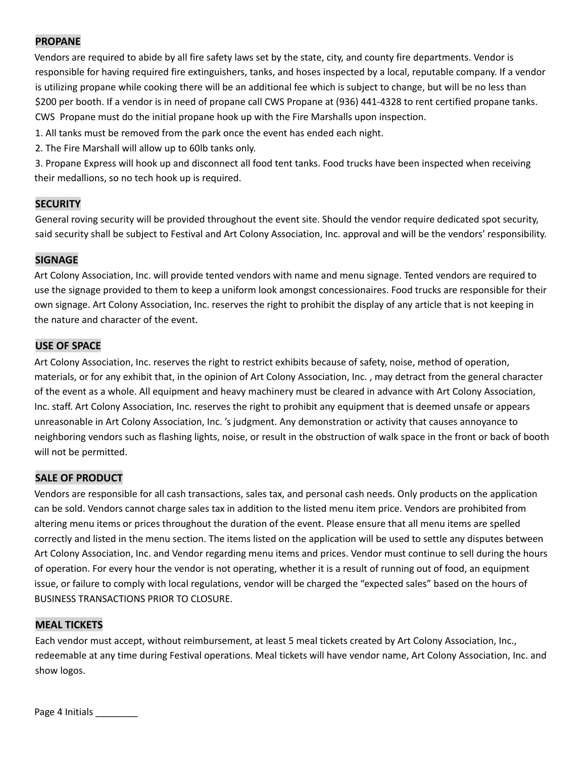## PROPANE

Vendors are required to abide by all fire safety laws set by the state, city, and county fire departments. Vendor is responsible for having required fire extinguishers, tanks, and hoses inspected by a local, reputable company. If a vendor is utilizing propane while cooking there will be an additional fee which is subject to change, but will be no less than $200 per booth. If a vendor is in need of propane call CWS Propane at (936) 441-4328 to rent certified propane tanks. CWS Propane must do the initial propane hook up with the Fire Marshalls upon inspection.

1. All tanks must be removed from the park once the event has ended each night.
2. The Fire Marshall will allow up to 60lb tanks only.
3. Propane Express will hook up and disconnect all food tent tanks. Food trucks have been inspected when receiving their medallions, so no tech hook up is required.

## SECURITY

General roving security will be provided throughout the event site. Should the vendor require dedicated spot security, said security shall be subject to Festival and Art Colony Association, Inc. approval and will be the vendors' responsibility.

## SIGNAGE

Art Colony Association, Inc. will provide tented vendors with name and menu signage. Tented vendors are required to use the signage provided to them to keep a uniform look amongst concessionaires. Food trucks are responsible for their own signage. Art Colony Association, Inc. reserves the right to prohibit the display of any article that is not keeping in the nature and character of the event.

## USE OF SPACE

Art Colony Association, Inc. reserves the right to restrict exhibits because of safety, noise, method of operation, materials, or for any exhibit that, in the opinion of Art Colony Association, Inc. , may detract from the general character of the event as a whole. All equipment and heavy machinery must be cleared in advance with Art Colony Association, Inc. staff. Art Colony Association, Inc. reserves the right to prohibit any equipment that is deemed unsafe or appears unreasonable in Art Colony Association, Inc. 's judgment. Any demonstration or activity that causes annoyance to neighboring vendors such as flashing lights, noise, or result in the obstruction of walk space in the front or back of booth will not be permitted.

## SALE OF PRODUCT

Vendors are responsible for all cash transactions, sales tax, and personal cash needs. Only products on the application can be sold. Vendors cannot charge sales tax in addition to the listed menu item price. Vendors are prohibited from altering menu items or prices throughout the duration of the event. Please ensure that all menu items are spelled correctly and listed in the menu section. The items listed on the application will be used to settle any disputes between Art Colony Association, Inc. and Vendor regarding menu items and prices. Vendor must continue to sell during the hours of operation. For every hour the vendor is not operating, whether it is a result of running out of food, an equipment issue, or failure to comply with local regulations, vendor will be charged the "expected sales" based on the hours of BUSINESS TRANSACTIONS PRIOR TO CLOSURE.

## MEAL TICKETS

Each vendor must accept, without reimbursement, at least 5 meal tickets created by Art Colony Association, Inc., redeemable at any time during Festival operations. Meal tickets will have vendor name, Art Colony Association, Inc. and show logos.

Page 4 Initials ________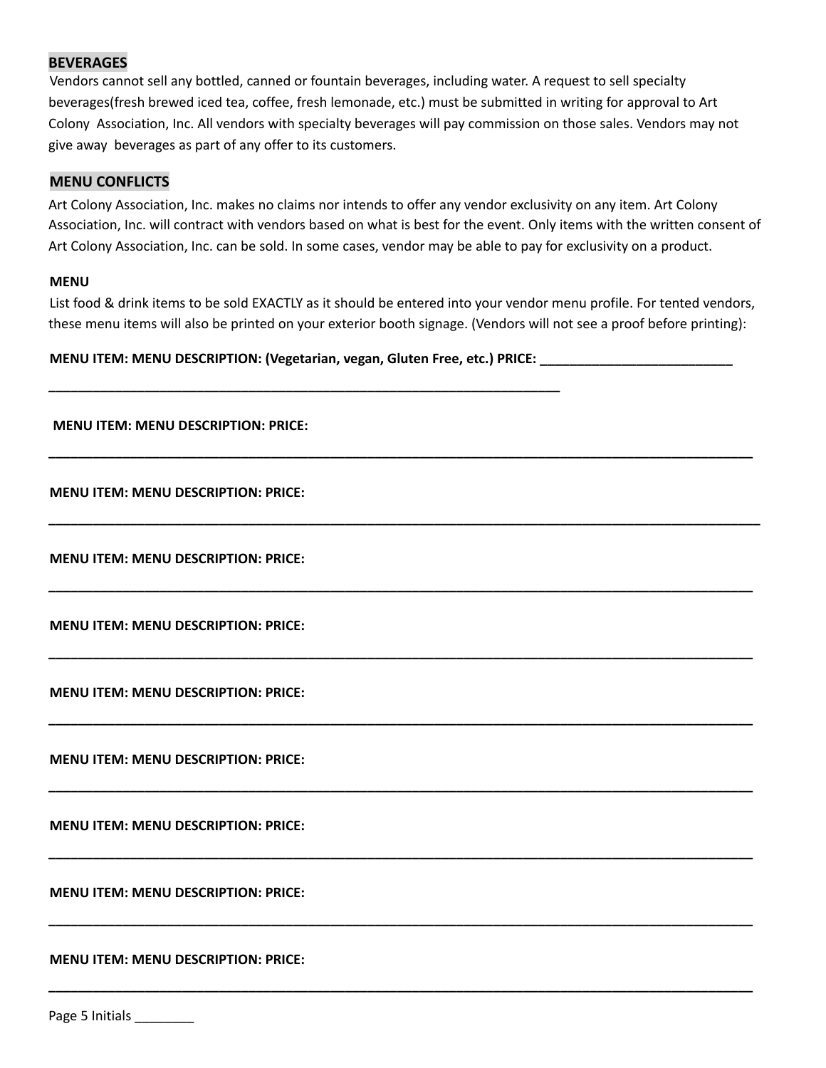## BEVERAGES

Vendors cannot sell any bottled, canned or fountain beverages, including water. A request to sell specialty beverages(fresh brewed iced tea, coffee, fresh lemonade, etc.) must be submitted in writing for approval to Art Colony Association, Inc. All vendors with specialty beverages will pay commission on those sales. Vendors may not give away beverages as part of any offer to its customers.

## MENU CONFLICTS

Art Colony Association, Inc. makes no claims nor intends to offer any vendor exclusivity on any item. Art Colony Association, Inc. will contract with vendors based on what is best for the event. Only items with the written consent of Art Colony Association, Inc. can be sold. In some cases, vendor may be able to pay for exclusivity on a product.

**MENU**

List food & drink items to be sold EXACTLY as it should be entered into your vendor menu profile. For tented vendors, these menu items will also be printed on your exterior booth signage. (Vendors will not see a proof before printing):

**MENU ITEM: MENU DESCRIPTION: (Vegetarian, vegan, Gluten Free, etc.) PRICE:** ___________________________

_____________________________________________________________________________

**MENU ITEM: MENU DESCRIPTION: PRICE:**

_____________________________________________________________________________

**MENU ITEM: MENU DESCRIPTION: PRICE:**

_____________________________________________________________________________

**MENU ITEM: MENU DESCRIPTION: PRICE:**

_____________________________________________________________________________

**MENU ITEM: MENU DESCRIPTION: PRICE:**

_____________________________________________________________________________

**MENU ITEM: MENU DESCRIPTION: PRICE:**

_____________________________________________________________________________

**MENU ITEM: MENU DESCRIPTION: PRICE:**

_____________________________________________________________________________

**MENU ITEM: MENU DESCRIPTION: PRICE:**

_____________________________________________________________________________

**MENU ITEM: MENU DESCRIPTION: PRICE:**

_____________________________________________________________________________

**MENU ITEM: MENU DESCRIPTION: PRICE:**

_____________________________________________________________________________

Page 5 Initials ________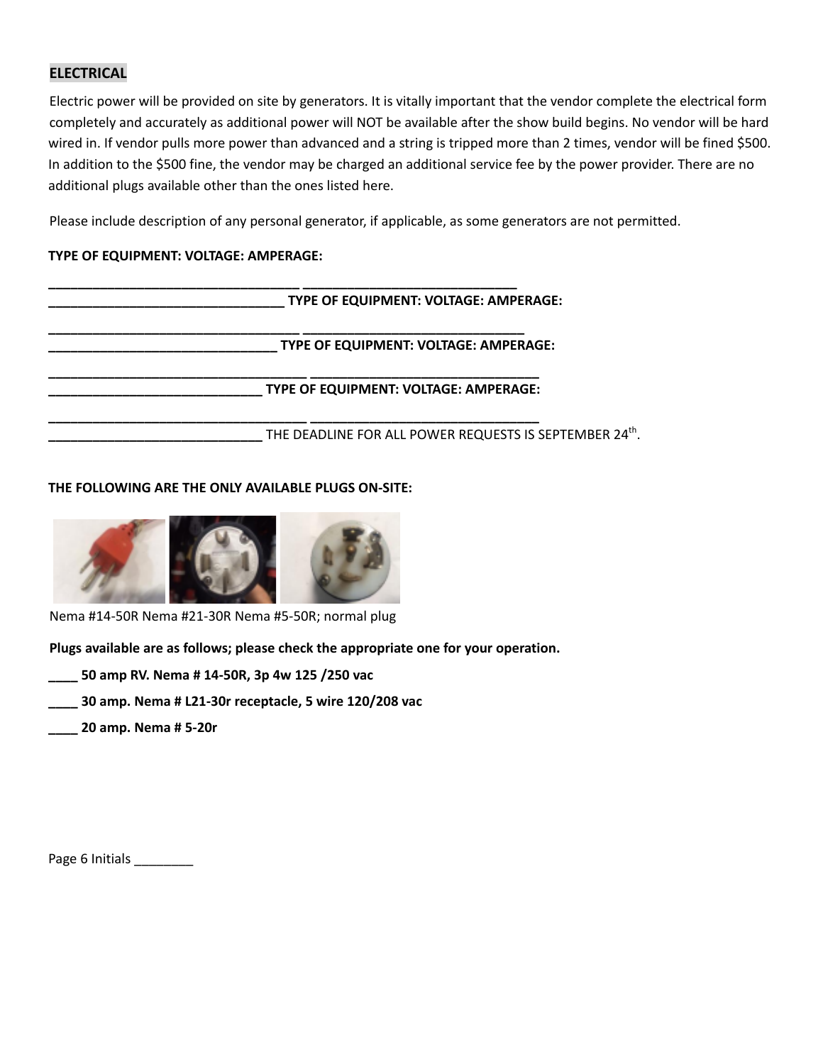**ELECTRICAL**

Electric power will be provided on site by generators. It is vitally important that the vendor complete the electrical form completely and accurately as additional power will NOT be available after the show build begins. No vendor will be hard wired in. If vendor pulls more power than advanced and a string is tripped more than 2 times, vendor will be fined $500. In addition to the $500 fine, the vendor may be charged an additional service fee by the power provider. There are no additional plugs available other than the ones listed here.

Please include description of any personal generator, if applicable, as some generators are not permitted.

**TYPE OF EQUIPMENT: VOLTAGE: AMPERAGE:**

**_________________________________ ____________________________**
**_______________________________ TYPE OF EQUIPMENT: VOLTAGE: AMPERAGE:**

**_________________________________ _____________________________**
**______________________________ TYPE OF EQUIPMENT: VOLTAGE: AMPERAGE:**

**__________________________________ ______________________________**
**____________________________ TYPE OF EQUIPMENT: VOLTAGE: AMPERAGE:**

**__________________________________ ______________________________**
**____________________________** THE DEADLINE FOR ALL POWER REQUESTS IS SEPTEMBER 24th.

**THE FOLLOWING ARE THE ONLY AVAILABLE PLUGS ON-SITE:**

Nema #14-50R Nema #21-30R Nema #5-50R; normal plug

**Plugs available are as follows; please check the appropriate one for your operation.**

**____ 50 amp RV. Nema # 14-50R, 3p 4w 125 /250 vac**

**____ 30 amp. Nema # L21-30r receptacle, 5 wire 120/208 vac**

**____ 20 amp. Nema # 5-20r**

Page 6 Initials ________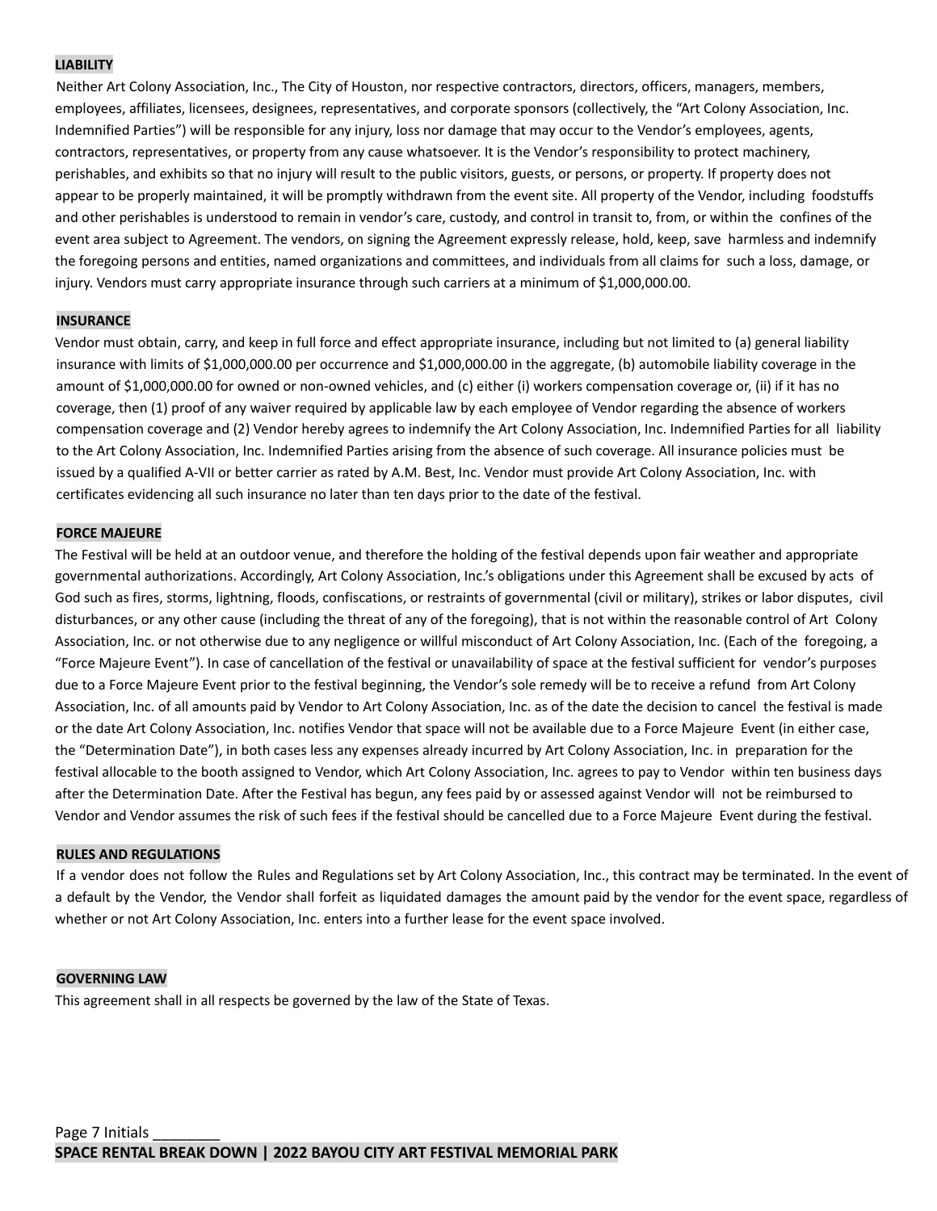**LIABILITY**

Neither Art Colony Association, Inc., The City of Houston, nor respective contractors, directors, officers, managers, members, employees, affiliates, licensees, designees, representatives, and corporate sponsors (collectively, the "Art Colony Association, Inc. Indemnified Parties") will be responsible for any injury, loss nor damage that may occur to the Vendor's employees, agents, contractors, representatives, or property from any cause whatsoever. It is the Vendor's responsibility to protect machinery, perishables, and exhibits so that no injury will result to the public visitors, guests, or persons, or property. If property does not appear to be properly maintained, it will be promptly withdrawn from the event site. All property of the Vendor, including foodstuffs and other perishables is understood to remain in vendor's care, custody, and control in transit to, from, or within the confines of the event area subject to Agreement. The vendors, on signing the Agreement expressly release, hold, keep, save harmless and indemnify the foregoing persons and entities, named organizations and committees, and individuals from all claims for such a loss, damage, or injury. Vendors must carry appropriate insurance through such carriers at a minimum of $1,000,000.00.

**INSURANCE**

Vendor must obtain, carry, and keep in full force and effect appropriate insurance, including but not limited to (a) general liability insurance with limits of $1,000,000.00 per occurrence and $1,000,000.00 in the aggregate, (b) automobile liability coverage in the amount of $1,000,000.00 for owned or non-owned vehicles, and (c) either (i) workers compensation coverage or, (ii) if it has no coverage, then (1) proof of any waiver required by applicable law by each employee of Vendor regarding the absence of workers compensation coverage and (2) Vendor hereby agrees to indemnify the Art Colony Association, Inc. Indemnified Parties for all liability to the Art Colony Association, Inc. Indemnified Parties arising from the absence of such coverage. All insurance policies must be issued by a qualified A-VII or better carrier as rated by A.M. Best, Inc. Vendor must provide Art Colony Association, Inc. with certificates evidencing all such insurance no later than ten days prior to the date of the festival.

**FORCE MAJEURE**

The Festival will be held at an outdoor venue, and therefore the holding of the festival depends upon fair weather and appropriate governmental authorizations. Accordingly, Art Colony Association, Inc.'s obligations under this Agreement shall be excused by acts of God such as fires, storms, lightning, floods, confiscations, or restraints of governmental (civil or military), strikes or labor disputes, civil disturbances, or any other cause (including the threat of any of the foregoing), that is not within the reasonable control of Art Colony Association, Inc. or not otherwise due to any negligence or willful misconduct of Art Colony Association, Inc. (Each of the foregoing, a "Force Majeure Event"). In case of cancellation of the festival or unavailability of space at the festival sufficient for vendor's purposes due to a Force Majeure Event prior to the festival beginning, the Vendor's sole remedy will be to receive a refund from Art Colony Association, Inc. of all amounts paid by Vendor to Art Colony Association, Inc. as of the date the decision to cancel the festival is made or the date Art Colony Association, Inc. notifies Vendor that space will not be available due to a Force Majeure Event (in either case, the "Determination Date"), in both cases less any expenses already incurred by Art Colony Association, Inc. in preparation for the festival allocable to the booth assigned to Vendor, which Art Colony Association, Inc. agrees to pay to Vendor within ten business days after the Determination Date. After the Festival has begun, any fees paid by or assessed against Vendor will not be reimbursed to Vendor and Vendor assumes the risk of such fees if the festival should be cancelled due to a Force Majeure Event during the festival.

**RULES AND REGULATIONS**

If a vendor does not follow the Rules and Regulations set by Art Colony Association, Inc., this contract may be terminated. In the event of a default by the Vendor, the Vendor shall forfeit as liquidated damages the amount paid by the vendor for the event space, regardless of whether or not Art Colony Association, Inc. enters into a further lease for the event space involved.

**GOVERNING LAW**

This agreement shall in all respects be governed by the law of the State of Texas.

Page 7 Initials ________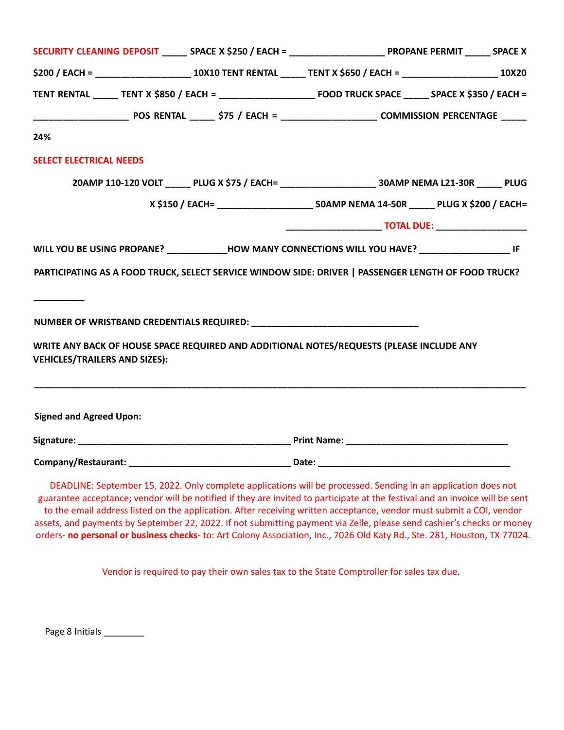**SECURITY CLEANING DEPOSIT** _____ **SPACE X $250 / EACH =** ___________________ **PROPANE PERMIT** _____ **SPACE X $200 / EACH =** ___________________ **10X10 TENT RENTAL** _____ **TENT X $650 / EACH =** ___________________ **10X20 TENT RENTAL** _____ **TENT X $850 / EACH =** ___________________ **FOOD TRUCK SPACE** _____ **SPACE X $350 / EACH =** ___________________ **POS RENTAL** _____ **$75 / EACH =** ___________________ **COMMISSION PERCENTAGE** _____ **24%**

**SELECT ELECTRICAL NEEDS**

**20AMP 110-120 VOLT** _____ **PLUG X $75 / EACH=** ___________________ **30AMP NEMA L21-30R** _____ **PLUG X $150 / EACH=** ___________________ **50AMP NEMA 14-50R** _____ **PLUG X $200 / EACH=** ___________________ **TOTAL DUE:** ___________________

**WILL YOU BE USING PROPANE?** ____________ **HOW MANY CONNECTIONS WILL YOU HAVE?** __________________ **IF PARTICIPATING AS A FOOD TRUCK, SELECT SERVICE WINDOW SIDE: DRIVER | PASSENGER LENGTH OF FOOD TRUCK?** __________

**NUMBER OF WRISTBAND CREDENTIALS REQUIRED:** __________________________________

**WRITE ANY BACK OF HOUSE SPACE REQUIRED AND ADDITIONAL NOTES/REQUESTS (PLEASE INCLUDE ANY VEHICLES/TRAILERS AND SIZES):**

________________________________________________________________________________________________

**Signed and Agreed Upon:**

**Signature:** ____________________________________________ **Print Name:** _________________________________

**Company/Restaurant:** _________________________________ **Date:** ________________________________________

DEADLINE: September 15, 2022. Only complete applications will be processed. Sending in an application does not guarantee acceptance; vendor will be notified if they are invited to participate at the festival and an invoice will be sent to the email address listed on the application. After receiving written acceptance, vendor must submit a COI, vendor assets, and payments by September 22, 2022. If not submitting payment via Zelle, please send cashier's checks or money orders- **no personal or business checks**- to: Art Colony Association, Inc., 7026 Old Katy Rd., Ste. 281, Houston, TX 77024.

Vendor is required to pay their own sales tax to the State Comptroller for sales tax due.

Page 8 Initials ________